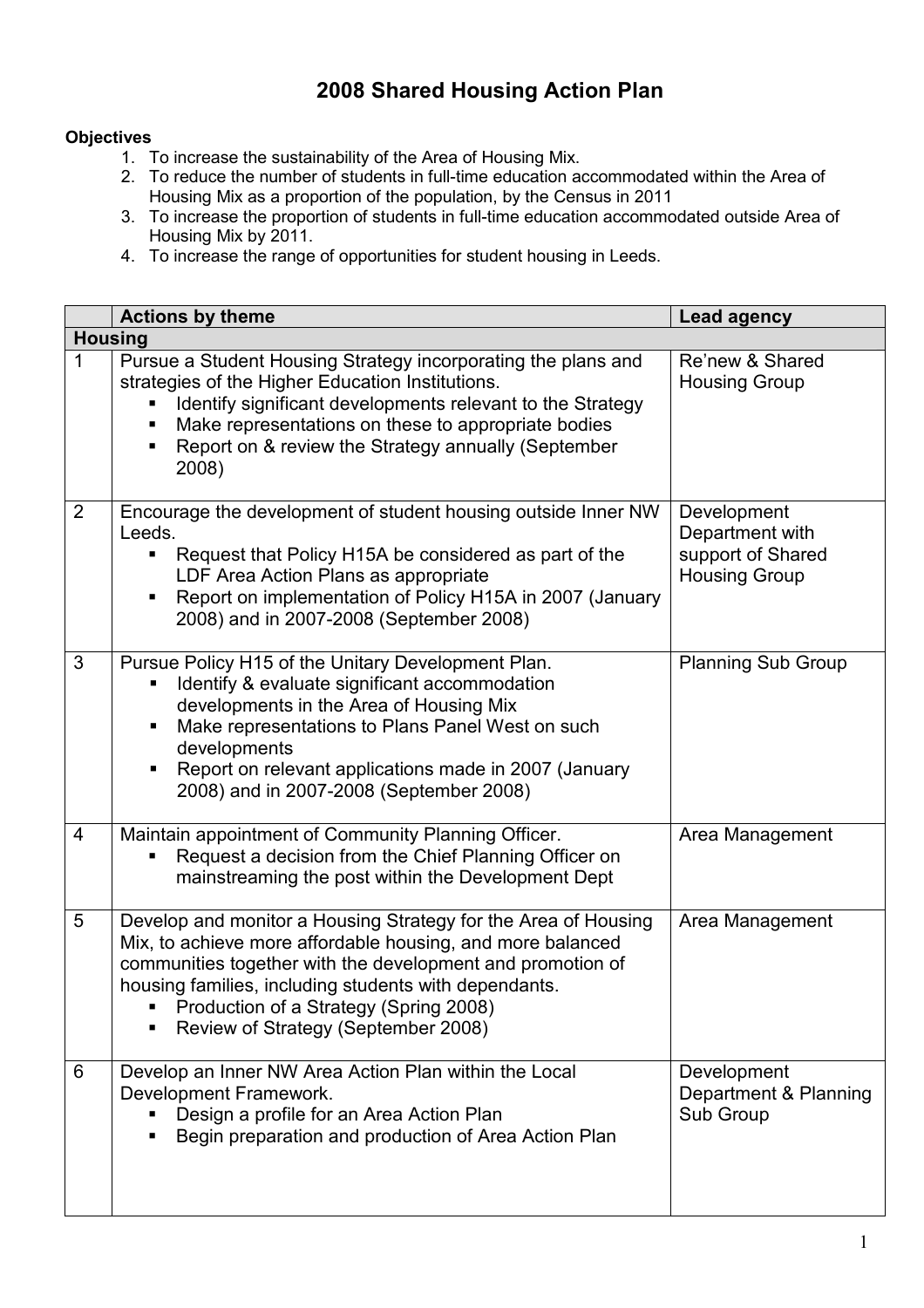# 2008 Shared Housing Action Plan

**Objectives**

1. To increase the sustainability of the Area of Housing Mix.
2. To reduce the number of students in full-time education accommodated within the Area of Housing Mix as a proportion of the population, by the Census in 2011
3. To increase the proportion of students in full-time education accommodated outside Area of Housing Mix by 2011.
4. To increase the range of opportunities for student housing in Leeds.

| | Actions by theme | Lead agency |
|---|---|---|
| **Housing** | | |
| 1 | Pursue a Student Housing Strategy incorporating the plans and strategies of the Higher Education Institutions.<br>▪ Identify significant developments relevant to the Strategy<br>▪ Make representations on these to appropriate bodies<br>▪ Report on & review the Strategy annually (September 2008) | Re'new & Shared Housing Group |
| 2 | Encourage the development of student housing outside Inner NW Leeds.<br>▪ Request that Policy H15A be considered as part of the LDF Area Action Plans as appropriate<br>▪ Report on implementation of Policy H15A in 2007 (January 2008) and in 2007-2008 (September 2008) | Development Department with support of Shared Housing Group |
| 3 | Pursue Policy H15 of the Unitary Development Plan.<br>▪ Identify & evaluate significant accommodation developments in the Area of Housing Mix<br>▪ Make representations to Plans Panel West on such developments<br>▪ Report on relevant applications made in 2007 (January 2008) and in 2007-2008 (September 2008) | Planning Sub Group |
| 4 | Maintain appointment of Community Planning Officer.<br>▪ Request a decision from the Chief Planning Officer on mainstreaming the post within the Development Dept | Area Management |
| 5 | Develop and monitor a Housing Strategy for the Area of Housing Mix, to achieve more affordable housing, and more balanced communities together with the development and promotion of housing families, including students with dependants.<br>▪ Production of a Strategy (Spring 2008)<br>▪ Review of Strategy (September 2008) | Area Management |
| 6 | Develop an Inner NW Area Action Plan within the Local Development Framework.<br>▪ Design a profile for an Area Action Plan<br>▪ Begin preparation and production of Area Action Plan | Development Department & Planning Sub Group |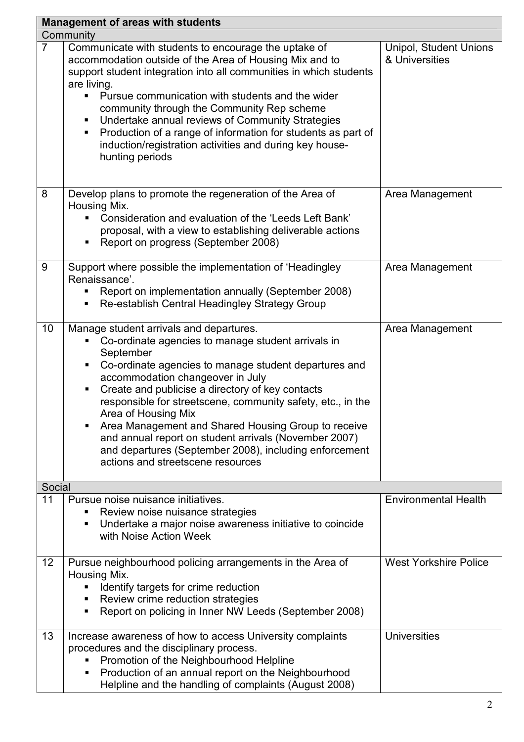| Management of areas with students | | |
|---|---|---|
| **Community** | | |
| 7 | Communicate with students to encourage the uptake of accommodation outside of the Area of Housing Mix and to support student integration into all communities in which students are living.<br>▪ Pursue communication with students and the wider community through the Community Rep scheme<br>▪ Undertake annual reviews of Community Strategies<br>▪ Production of a range of information for students as part of induction/registration activities and during key house-hunting periods | Unipol, Student Unions & Universities |
| 8 | Develop plans to promote the regeneration of the Area of Housing Mix.<br>▪ Consideration and evaluation of the 'Leeds Left Bank' proposal, with a view to establishing deliverable actions<br>▪ Report on progress (September 2008) | Area Management |
| 9 | Support where possible the implementation of 'Headingley Renaissance'.<br>▪ Report on implementation annually (September 2008)<br>▪ Re-establish Central Headingley Strategy Group | Area Management |
| 10 | Manage student arrivals and departures.<br>▪ Co-ordinate agencies to manage student arrivals in September<br>▪ Co-ordinate agencies to manage student departures and accommodation changeover in July<br>▪ Create and publicise a directory of key contacts responsible for streetscene, community safety, etc., in the Area of Housing Mix<br>▪ Area Management and Shared Housing Group to receive and annual report on student arrivals (November 2007) and departures (September 2008), including enforcement actions and streetscene resources | Area Management |
| **Social** | | |
| 11 | Pursue noise nuisance initiatives.<br>▪ Review noise nuisance strategies<br>▪ Undertake a major noise awareness initiative to coincide with Noise Action Week | Environmental Health |
| 12 | Pursue neighbourhood policing arrangements in the Area of Housing Mix.<br>▪ Identify targets for crime reduction<br>▪ Review crime reduction strategies<br>▪ Report on policing in Inner NW Leeds (September 2008) | West Yorkshire Police |
| 13 | Increase awareness of how to access University complaints procedures and the disciplinary process.<br>▪ Promotion of the Neighbourhood Helpline<br>▪ Production of an annual report on the Neighbourhood Helpline and the handling of complaints (August 2008) | Universities |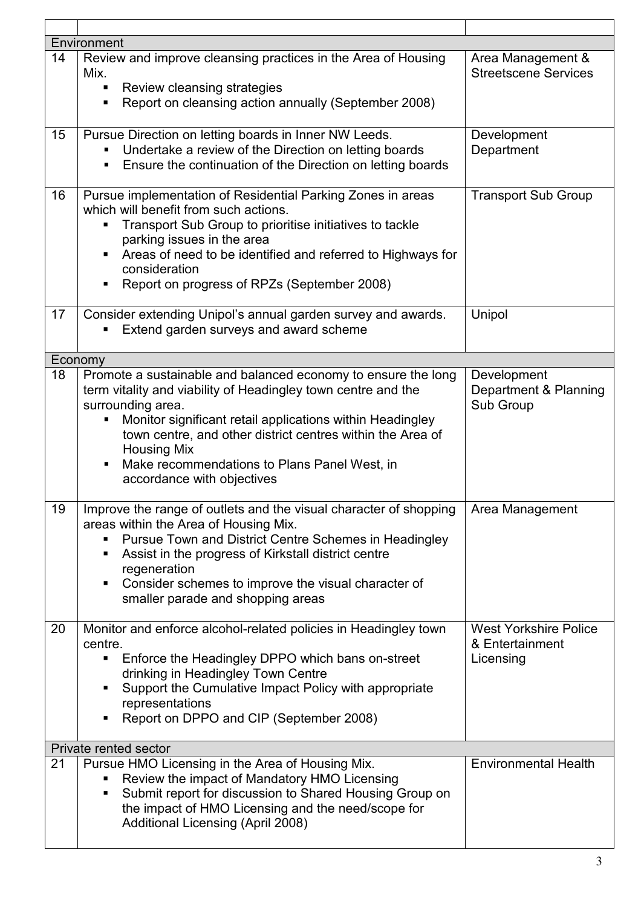| | | |
|---|---|---|
| **Environment** | | |
| 14 | Review and improve cleansing practices in the Area of Housing Mix.<br>▪ Review cleansing strategies<br>▪ Report on cleansing action annually (September 2008) | Area Management & Streetscene Services |
| 15 | Pursue Direction on letting boards in Inner NW Leeds.<br>▪ Undertake a review of the Direction on letting boards<br>▪ Ensure the continuation of the Direction on letting boards | Development Department |
| 16 | Pursue implementation of Residential Parking Zones in areas which will benefit from such actions.<br>▪ Transport Sub Group to prioritise initiatives to tackle parking issues in the area<br>▪ Areas of need to be identified and referred to Highways for consideration<br>▪ Report on progress of RPZs (September 2008) | Transport Sub Group |
| 17 | Consider extending Unipol's annual garden survey and awards.<br>▪ Extend garden surveys and award scheme | Unipol |
| **Economy** | | |
| 18 | Promote a sustainable and balanced economy to ensure the long term vitality and viability of Headingley town centre and the surrounding area.<br>▪ Monitor significant retail applications within Headingley town centre, and other district centres within the Area of Housing Mix<br>▪ Make recommendations to Plans Panel West, in accordance with objectives | Development Department & Planning Sub Group |
| 19 | Improve the range of outlets and the visual character of shopping areas within the Area of Housing Mix.<br>▪ Pursue Town and District Centre Schemes in Headingley<br>▪ Assist in the progress of Kirkstall district centre regeneration<br>▪ Consider schemes to improve the visual character of smaller parade and shopping areas | Area Management |
| 20 | Monitor and enforce alcohol-related policies in Headingley town centre.<br>▪ Enforce the Headingley DPPO which bans on-street drinking in Headingley Town Centre<br>▪ Support the Cumulative Impact Policy with appropriate representations<br>▪ Report on DPPO and CIP (September 2008) | West Yorkshire Police & Entertainment Licensing |
| **Private rented sector** | | |
| 21 | Pursue HMO Licensing in the Area of Housing Mix.<br>▪ Review the impact of Mandatory HMO Licensing<br>▪ Submit report for discussion to Shared Housing Group on the impact of HMO Licensing and the need/scope for Additional Licensing (April 2008) | Environmental Health |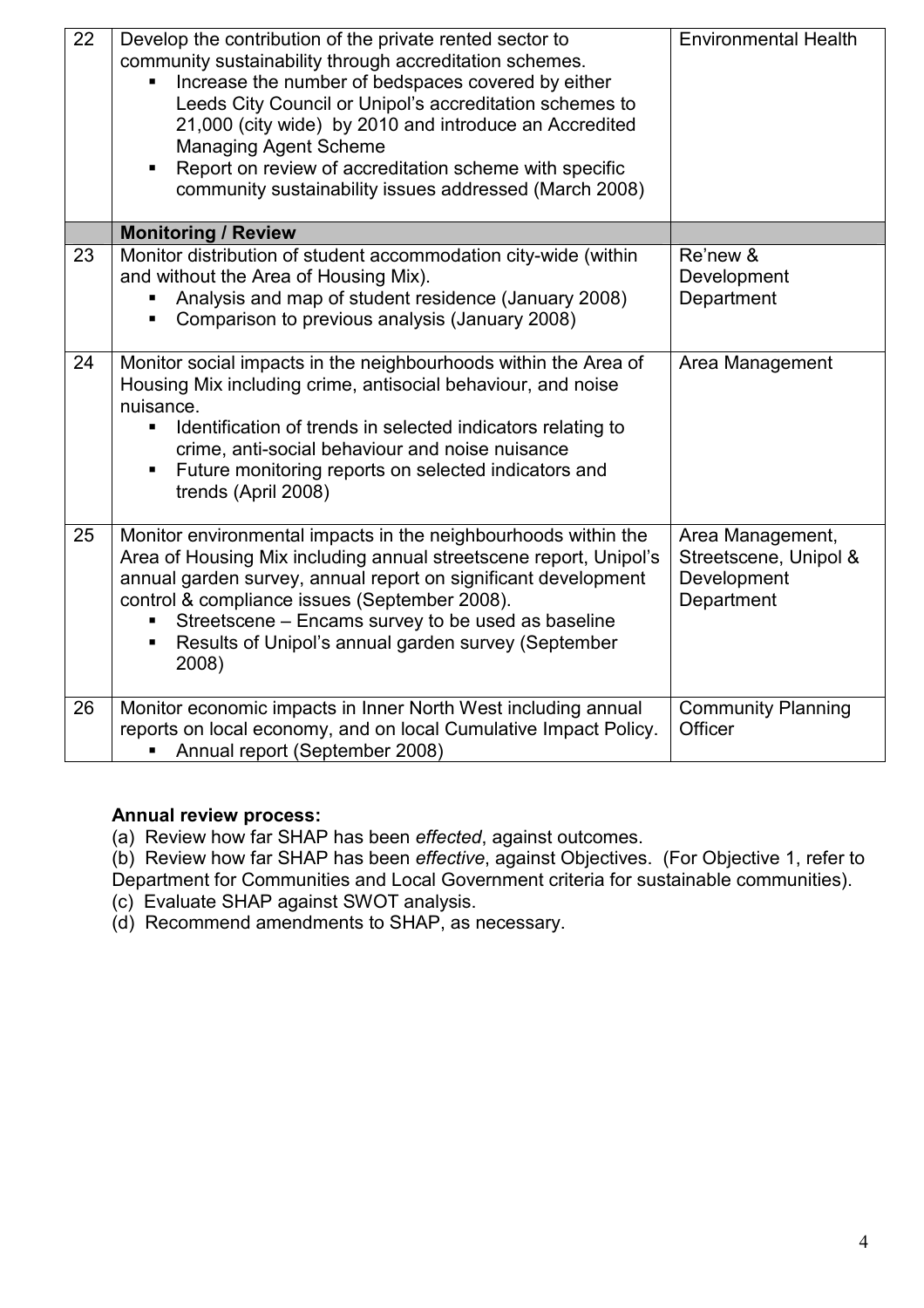| | | |
|---|---|---|
| 22 | Develop the contribution of the private rented sector to community sustainability through accreditation schemes.<br>▪ Increase the number of bedspaces covered by either Leeds City Council or Unipol's accreditation schemes to 21,000 (city wide) by 2010 and introduce an Accredited Managing Agent Scheme<br>▪ Report on review of accreditation scheme with specific community sustainability issues addressed (March 2008) | Environmental Health |
| | **Monitoring / Review** | |
| 23 | Monitor distribution of student accommodation city-wide (within and without the Area of Housing Mix).<br>▪ Analysis and map of student residence (January 2008)<br>▪ Comparison to previous analysis (January 2008) | Re'new & Development Department |
| 24 | Monitor social impacts in the neighbourhoods within the Area of Housing Mix including crime, antisocial behaviour, and noise nuisance.<br>▪ Identification of trends in selected indicators relating to crime, anti-social behaviour and noise nuisance<br>▪ Future monitoring reports on selected indicators and trends (April 2008) | Area Management |
| 25 | Monitor environmental impacts in the neighbourhoods within the Area of Housing Mix including annual streetscene report, Unipol's annual garden survey, annual report on significant development control & compliance issues (September 2008).<br>▪ Streetscene – Encams survey to be used as baseline<br>▪ Results of Unipol's annual garden survey (September 2008) | Area Management, Streetscene, Unipol & Development Department |
| 26 | Monitor economic impacts in Inner North West including annual reports on local economy, and on local Cumulative Impact Policy.<br>▪ Annual report (September 2008) | Community Planning Officer |

**Annual review process:**

(a) Review how far SHAP has been *effected*, against outcomes.

(b) Review how far SHAP has been *effective*, against Objectives. (For Objective 1, refer to Department for Communities and Local Government criteria for sustainable communities).

(c) Evaluate SHAP against SWOT analysis.

(d) Recommend amendments to SHAP, as necessary.